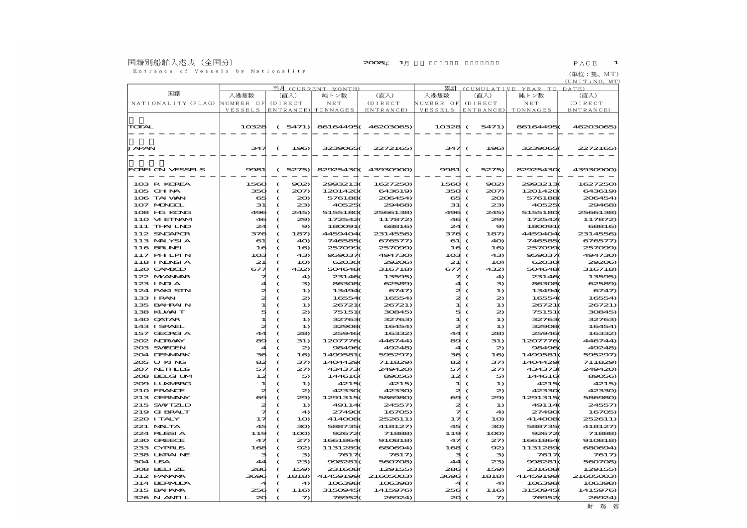# 国籍別船舶入港表（全国分）

Entrance of Vessels by Nationality

2008年　1月

(単位：隻、MT)
(UNIT：NO, MT)

| 国籍 NATIONALITY (FLAG) | 当月 (CURRENT MONTH) 入港隻数 NUMBER OF VESSELS | (直入) (DIRECT ENTRANCE) | 純トン数 NET TONNAGES | (直入) (DIRECT ENTRANCE) | 累計 (CUMULATIVE YEAR TO DATE) 入港隻数 NUMBER OF VESSELS | (直入) (DIRECT ENTRANCE) | 純トン数 NET TONNAGES | (直入) (DIRECT ENTRANCE) |
|---|---|---|---|---|---|---|---|---|
| TOTAL | 10328 | ( 5471) | 86164495 | ( 46203065) | 10328 | ( 5471) | 86164495 | ( 46203065) |
| JAPAN | 347 | ( 196) | 3239065 | ( 2272165) | 347 | ( 196) | 3239065 | ( 2272165) |
| FOREIGN VESSELS | 9981 | ( 5275) | 82925430 | ( 43930900) | 9981 | ( 5275) | 82925430 | ( 43930900) |
| 103 R KOREA | 1560 | ( 902) | 2993213 | ( 1627250) | 1560 | ( 902) | 2993213 | ( 1627250) |
| 105 CHINA | 350 | ( 207) | 1201420 | ( 643619) | 350 | ( 207) | 1201420 | ( 643619) |
| 106 TAIWAN | 65 | ( 20) | 576188 | ( 206454) | 65 | ( 20) | 576188 | ( 206454) |
| 107 MONGOL | 31 | ( 23) | 40525 | ( 29468) | 31 | ( 23) | 40525 | ( 29468) |
| 108 HG KONG | 496 | ( 245) | 5155180 | ( 2566138) | 496 | ( 245) | 5155180 | ( 2566138) |
| 110 VIETNAM | 46 | ( 29) | 172542 | ( 117872) | 46 | ( 29) | 172542 | ( 117872) |
| 111 THAILND | 24 | ( 9) | 180091 | ( 68816) | 24 | ( 9) | 180091 | ( 68816) |
| 112 SNGAPOR | 376 | ( 187) | 4459404 | ( 2314556) | 376 | ( 187) | 4459404 | ( 2314556) |
| 113 MALYSIA | 61 | ( 40) | 746585 | ( 676577) | 61 | ( 40) | 746585 | ( 676577) |
| 116 BRUNEI | 16 | ( 16) | 257099 | ( 257099) | 16 | ( 16) | 257099 | ( 257099) |
| 117 PHILPIN | 103 | ( 43) | 959037 | ( 494730) | 103 | ( 43) | 959037 | ( 494730) |
| 118 INDNSIA | 21 | ( 10) | 62030 | ( 29206) | 21 | ( 10) | 62030 | ( 29206) |
| 120 CAMBOD | 677 | ( 432) | 504648 | ( 316718) | 677 | ( 432) | 504648 | ( 316718) |
| 122 MYANMAR | 7 | ( 4) | 23146 | ( 13595) | 7 | ( 4) | 23146 | ( 13595) |
| 123 INDIA | 4 | ( 3) | 86308 | ( 62589) | 4 | ( 3) | 86308 | ( 62589) |
| 124 PAKISTN | 2 | ( 1) | 13494 | ( 6747) | 2 | ( 1) | 13494 | ( 6747) |
| 133 IRAN | 2 | ( 2) | 16554 | ( 16554) | 2 | ( 2) | 16554 | ( 16554) |
| 135 BAHRAIN | 1 | ( 1) | 26721 | ( 26721) | 1 | ( 1) | 26721 | ( 26721) |
| 138 KUWAIT | 5 | ( 2) | 75151 | ( 30845) | 5 | ( 2) | 75151 | ( 30845) |
| 140 QATAR | 1 | ( 1) | 32763 | ( 32763) | 1 | ( 1) | 32763 | ( 32763) |
| 143 ISRAEL | 2 | ( 1) | 32908 | ( 16454) | 2 | ( 1) | 32908 | ( 16454) |
| 157 GEORGIA | 44 | ( 28) | 25946 | ( 16332) | 44 | ( 28) | 25946 | ( 16332) |
| 202 NORWAY | 89 | ( 31) | 1207776 | ( 446744) | 89 | ( 31) | 1207776 | ( 446744) |
| 203 SWEDEN | 4 | ( 2) | 98496 | ( 49248) | 4 | ( 2) | 98496 | ( 49248) |
| 204 DENMARK | 36 | ( 16) | 1499581 | ( 595297) | 36 | ( 16) | 1499581 | ( 595297) |
| 205 U KING | 82 | ( 37) | 1404429 | ( 711829) | 82 | ( 37) | 1404429 | ( 711829) |
| 207 NETHLDS | 57 | ( 27) | 434373 | ( 249420) | 57 | ( 27) | 434373 | ( 249420) |
| 208 BELGIUM | 12 | ( 5) | 144616 | ( 89056) | 12 | ( 5) | 144616 | ( 89056) |
| 209 LUXMBRG | 1 | ( 1) | 4215 | ( 4215) | 1 | ( 1) | 4215 | ( 4215) |
| 210 FRANCE | 2 | ( 2) | 42330 | ( 42330) | 2 | ( 2) | 42330 | ( 42330) |
| 213 GERMANY | 69 | ( 29) | 1291315 | ( 586980) | 69 | ( 29) | 1291315 | ( 586980) |
| 215 SWITZLD | 2 | ( 1) | 49114 | ( 24557) | 2 | ( 1) | 49114 | ( 24557) |
| 219 GIBRALT | 7 | ( 4) | 27490 | ( 16705) | 7 | ( 4) | 27490 | ( 16705) |
| 220 ITALY | 17 | ( 10) | 414008 | ( 252611) | 17 | ( 10) | 414008 | ( 252611) |
| 221 MALTA | 45 | ( 30) | 588735 | ( 418127) | 45 | ( 30) | 588735 | ( 418127) |
| 224 RUSSIA | 119 | ( 100) | 92672 | ( 71888) | 119 | ( 100) | 92672 | ( 71888) |
| 230 GREECE | 47 | ( 27) | 1661864 | ( 910818) | 47 | ( 27) | 1661864 | ( 910818) |
| 233 CYPRUS | 168 | ( 92) | 1131289 | ( 680694) | 168 | ( 92) | 1131289 | ( 680694) |
| 238 UKRAINE | 3 | ( 3) | 7617 | ( 7617) | 3 | ( 3) | 7617 | ( 7617) |
| 304 USA | 44 | ( 23) | 998281 | ( 560708) | 44 | ( 23) | 998281 | ( 560708) |
| 308 BELIZE | 286 | ( 159) | 231608 | ( 129155) | 286 | ( 159) | 231608 | ( 129155) |
| 312 PANAMA | 3696 | ( 1818) | 41459199 | ( 21605003) | 3696 | ( 1818) | 41459199 | ( 21605003) |
| 314 BERMUDA | 4 | ( 4) | 106398 | ( 106398) | 4 | ( 4) | 106398 | ( 106398) |
| 315 BAHAMA | 256 | ( 116) | 3150945 | ( 1415976) | 256 | ( 116) | 3150945 | ( 1415976) |
| 326 N ANTIL | 20 | ( 7) | 76952 | ( 26924) | 20 | ( 7) | 76952 | ( 26924) |

財務省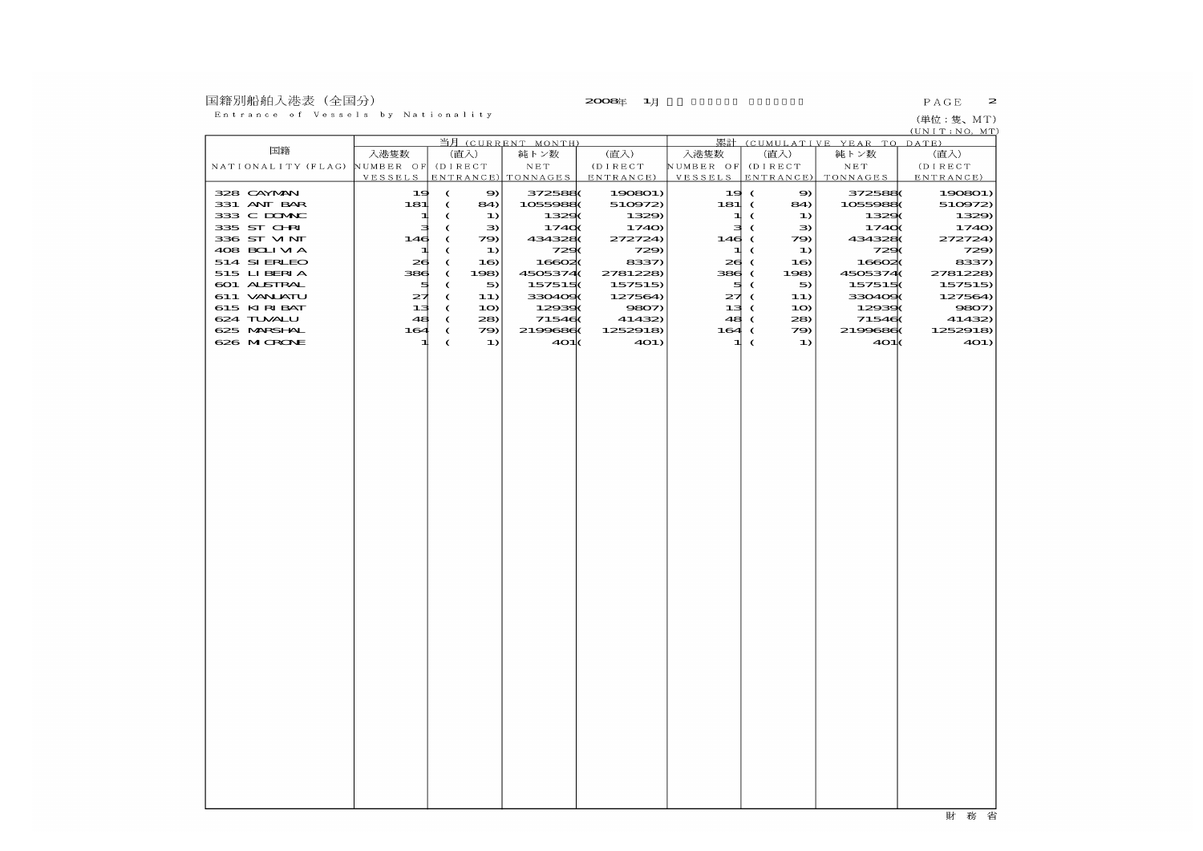# 国籍別船舶入港表（全国分）

Entrance of Vessels by Nationality

2008年 1月

(単位：隻、MT)
(UNIT：NO, MT)

| 国籍 NATIONALITY (FLAG) | 当月 (CURRENT MONTH) 入港隻数 NUMBER OF VESSELS | (直入) (DIRECT ENTRANCE) | 純トン数 NET TONNAGES | (直入) (DIRECT ENTRANCE) | 累計 (CUMULATIVE YEAR TO DATE) 入港隻数 NUMBER OF VESSELS | (直入) (DIRECT ENTRANCE) | 純トン数 NET TONNAGES | (直入) (DIRECT ENTRANCE) |
|---|---|---|---|---|---|---|---|---|
| 328 CAYMAN | 19 | ( 9) | 372588 | ( 190801) | 19 | ( 9) | 372588 | ( 190801) |
| 331 ANT BAR | 181 | ( 84) | 1055988 | ( 510972) | 181 | ( 84) | 1055988 | ( 510972) |
| 333 C DOMNC | 1 | ( 1) | 1329 | ( 1329) | 1 | ( 1) | 1329 | ( 1329) |
| 335 ST CHRI | 3 | ( 3) | 1740 | ( 1740) | 3 | ( 3) | 1740 | ( 1740) |
| 336 ST VINT | 146 | ( 79) | 434328 | ( 272724) | 146 | ( 79) | 434328 | ( 272724) |
| 408 BOLIVIA | 1 | ( 1) | 729 | ( 729) | 1 | ( 1) | 729 | ( 729) |
| 514 SIERLEO | 26 | ( 16) | 16602 | ( 8337) | 26 | ( 16) | 16602 | ( 8337) |
| 515 LIBERIA | 386 | ( 198) | 4505374 | ( 2781228) | 386 | ( 198) | 4505374 | ( 2781228) |
| 601 AUSTRAL | 5 | ( 5) | 157515 | ( 157515) | 5 | ( 5) | 157515 | ( 157515) |
| 611 VANUATU | 27 | ( 11) | 330409 | ( 127564) | 27 | ( 11) | 330409 | ( 127564) |
| 615 KIRIBAT | 13 | ( 10) | 12939 | ( 9807) | 13 | ( 10) | 12939 | ( 9807) |
| 624 TUVALU | 48 | ( 28) | 71546 | ( 41432) | 48 | ( 28) | 71546 | ( 41432) |
| 625 MARSHAL | 164 | ( 79) | 2199686 | ( 1252918) | 164 | ( 79) | 2199686 | ( 1252918) |
| 626 MICRONE | 1 | ( 1) | 401 | ( 401) | 1 | ( 1) | 401 | ( 401) |

財 務 省